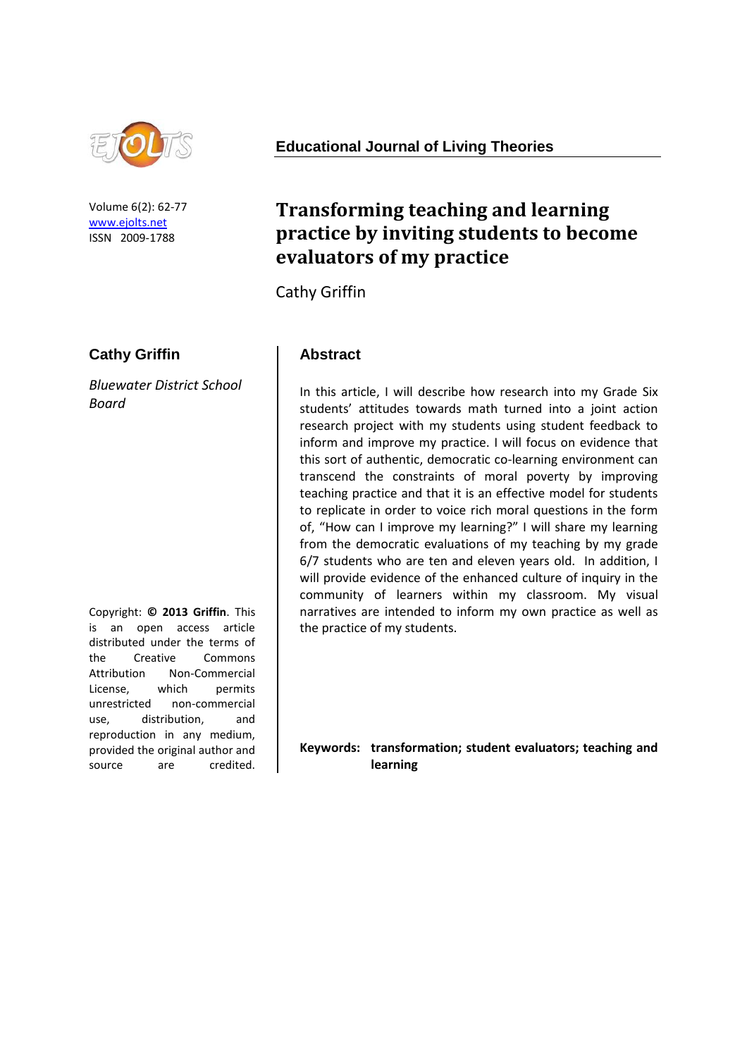Educational Journal of Living Theories

# Transforming teaching and learning practice by inviting students to become evaluators of my practice

Cathy Griffin

**Cathy Griffin**

*Bluewater District School Board*

## Abstract

In this article, I will describe how research into my Grade Six students' attitudes towards math turned into a joint action research project with my students using student feedback to inform and improve my practice. I will focus on evidence that this sort of authentic, democratic co-learning environment can transcend the constraints of moral poverty by improving teaching practice and that it is an effective model for students to replicate in order to voice rich moral questions in the form of, "How can I improve my learning?" I will share my learning from the democratic evaluations of my teaching by my grade 6/7 students who are ten and eleven years old. In addition, I will provide evidence of the enhanced culture of inquiry in the community of learners within my classroom. My visual narratives are intended to inform my own practice as well as the practice of my students.

**Keywords: transformation; student evaluators; teaching and learning**

Copyright: **© 2013 Griffin**. This is an open access article distributed under the terms of the Creative Commons Attribution Non-Commercial License, which permits unrestricted non-commercial use, distribution, and reproduction in any medium, provided the original author and source are credited.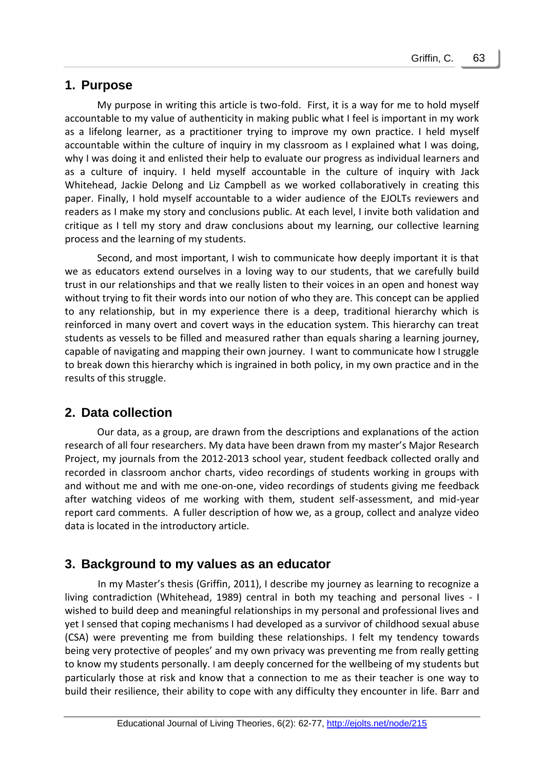## 1. Purpose

My purpose in writing this article is two-fold. First, it is a way for me to hold myself accountable to my value of authenticity in making public what I feel is important in my work as a lifelong learner, as a practitioner trying to improve my own practice. I held myself accountable within the culture of inquiry in my classroom as I explained what I was doing, why I was doing it and enlisted their help to evaluate our progress as individual learners and as a culture of inquiry. I held myself accountable in the culture of inquiry with Jack Whitehead, Jackie Delong and Liz Campbell as we worked collaboratively in creating this paper. Finally, I hold myself accountable to a wider audience of the EJOLTs reviewers and readers as I make my story and conclusions public. At each level, I invite both validation and critique as I tell my story and draw conclusions about my learning, our collective learning process and the learning of my students.

Second, and most important, I wish to communicate how deeply important it is that we as educators extend ourselves in a loving way to our students, that we carefully build trust in our relationships and that we really listen to their voices in an open and honest way without trying to fit their words into our notion of who they are. This concept can be applied to any relationship, but in my experience there is a deep, traditional hierarchy which is reinforced in many overt and covert ways in the education system. This hierarchy can treat students as vessels to be filled and measured rather than equals sharing a learning journey, capable of navigating and mapping their own journey. I want to communicate how I struggle to break down this hierarchy which is ingrained in both policy, in my own practice and in the results of this struggle.

## 2. Data collection

Our data, as a group, are drawn from the descriptions and explanations of the action research of all four researchers. My data have been drawn from my master's Major Research Project, my journals from the 2012-2013 school year, student feedback collected orally and recorded in classroom anchor charts, video recordings of students working in groups with and without me and with me one-on-one, video recordings of students giving me feedback after watching videos of me working with them, student self-assessment, and mid-year report card comments. A fuller description of how we, as a group, collect and analyze video data is located in the introductory article.

## 3. Background to my values as an educator

In my Master's thesis (Griffin, 2011), I describe my journey as learning to recognize a living contradiction (Whitehead, 1989) central in both my teaching and personal lives - I wished to build deep and meaningful relationships in my personal and professional lives and yet I sensed that coping mechanisms I had developed as a survivor of childhood sexual abuse (CSA) were preventing me from building these relationships. I felt my tendency towards being very protective of peoples' and my own privacy was preventing me from really getting to know my students personally. I am deeply concerned for the wellbeing of my students but particularly those at risk and know that a connection to me as their teacher is one way to build their resilience, their ability to cope with any difficulty they encounter in life. Barr and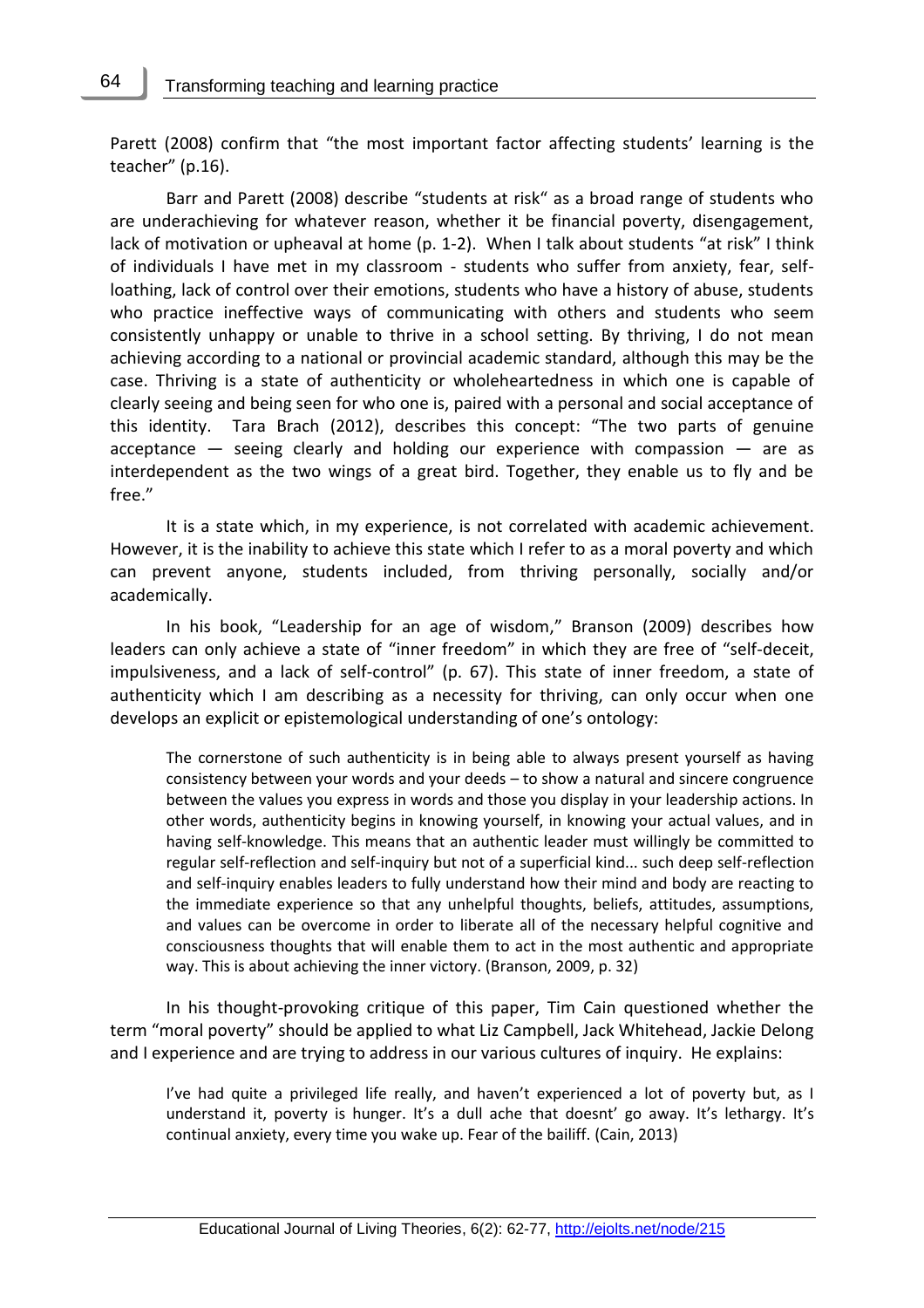Parett (2008) confirm that "the most important factor affecting students' learning is the teacher" (p.16).

Barr and Parett (2008) describe "students at risk" as a broad range of students who are underachieving for whatever reason, whether it be financial poverty, disengagement, lack of motivation or upheaval at home (p. 1-2). When I talk about students "at risk" I think of individuals I have met in my classroom - students who suffer from anxiety, fear, self-loathing, lack of control over their emotions, students who have a history of abuse, students who practice ineffective ways of communicating with others and students who seem consistently unhappy or unable to thrive in a school setting. By thriving, I do not mean achieving according to a national or provincial academic standard, although this may be the case. Thriving is a state of authenticity or wholeheartedness in which one is capable of clearly seeing and being seen for who one is, paired with a personal and social acceptance of this identity. Tara Brach (2012), describes this concept: "The two parts of genuine acceptance — seeing clearly and holding our experience with compassion — are as interdependent as the two wings of a great bird. Together, they enable us to fly and be free."

It is a state which, in my experience, is not correlated with academic achievement. However, it is the inability to achieve this state which I refer to as a moral poverty and which can prevent anyone, students included, from thriving personally, socially and/or academically.

In his book, "Leadership for an age of wisdom," Branson (2009) describes how leaders can only achieve a state of "inner freedom" in which they are free of "self-deceit, impulsiveness, and a lack of self-control" (p. 67). This state of inner freedom, a state of authenticity which I am describing as a necessity for thriving, can only occur when one develops an explicit or epistemological understanding of one's ontology:

> The cornerstone of such authenticity is in being able to always present yourself as having consistency between your words and your deeds – to show a natural and sincere congruence between the values you express in words and those you display in your leadership actions. In other words, authenticity begins in knowing yourself, in knowing your actual values, and in having self-knowledge. This means that an authentic leader must willingly be committed to regular self-reflection and self-inquiry but not of a superficial kind... such deep self-reflection and self-inquiry enables leaders to fully understand how their mind and body are reacting to the immediate experience so that any unhelpful thoughts, beliefs, attitudes, assumptions, and values can be overcome in order to liberate all of the necessary helpful cognitive and consciousness thoughts that will enable them to act in the most authentic and appropriate way. This is about achieving the inner victory. (Branson, 2009, p. 32)

In his thought-provoking critique of this paper, Tim Cain questioned whether the term "moral poverty" should be applied to what Liz Campbell, Jack Whitehead, Jackie Delong and I experience and are trying to address in our various cultures of inquiry. He explains:

> I've had quite a privileged life really, and haven't experienced a lot of poverty but, as I understand it, poverty is hunger. It's a dull ache that doesnt' go away. It's lethargy. It's continual anxiety, every time you wake up. Fear of the bailiff. (Cain, 2013)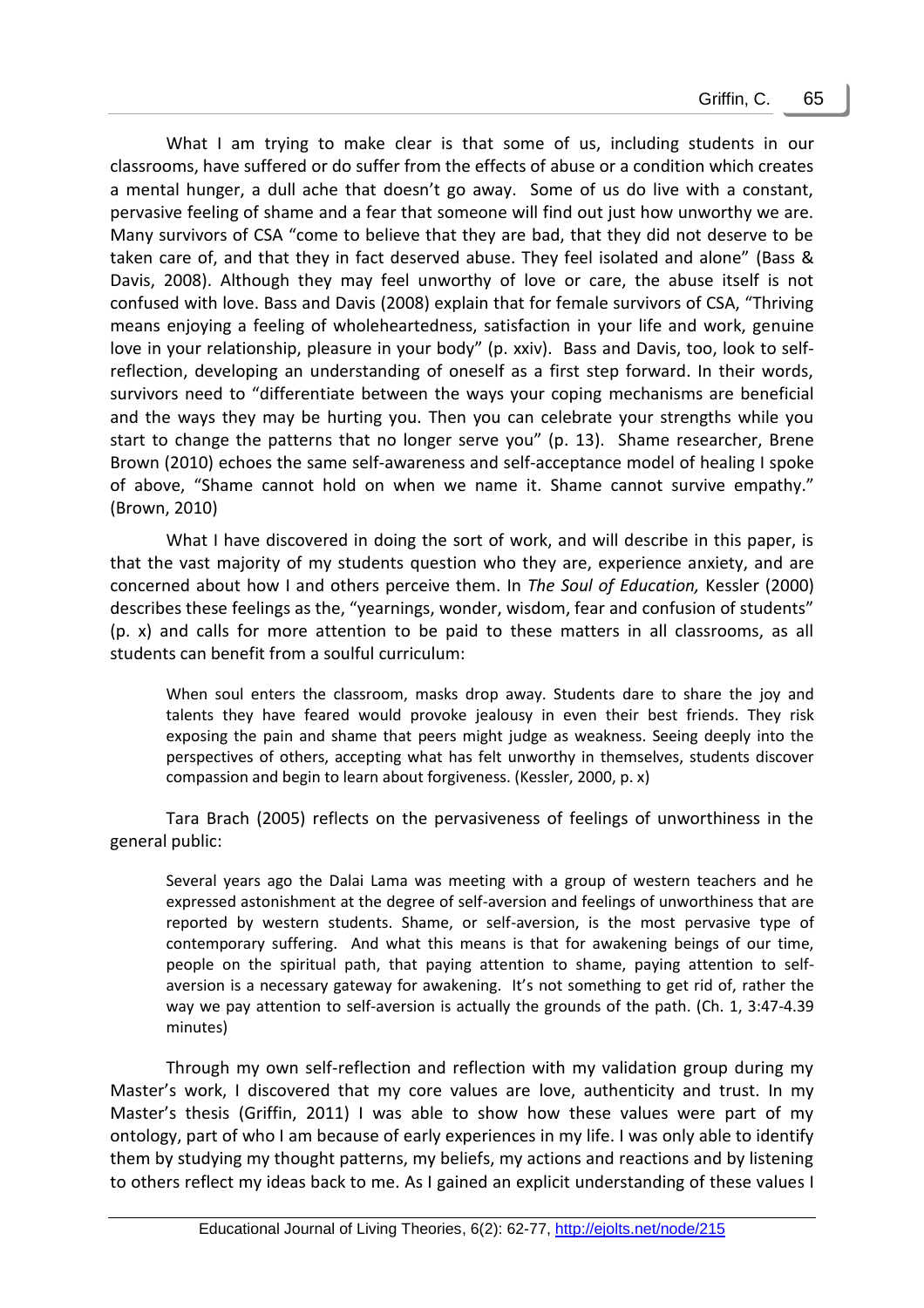What I am trying to make clear is that some of us, including students in our classrooms, have suffered or do suffer from the effects of abuse or a condition which creates a mental hunger, a dull ache that doesn't go away. Some of us do live with a constant, pervasive feeling of shame and a fear that someone will find out just how unworthy we are. Many survivors of CSA "come to believe that they are bad, that they did not deserve to be taken care of, and that they in fact deserved abuse. They feel isolated and alone" (Bass & Davis, 2008). Although they may feel unworthy of love or care, the abuse itself is not confused with love. Bass and Davis (2008) explain that for female survivors of CSA, "Thriving means enjoying a feeling of wholeheartedness, satisfaction in your life and work, genuine love in your relationship, pleasure in your body" (p. xxiv). Bass and Davis, too, look to self-reflection, developing an understanding of oneself as a first step forward. In their words, survivors need to "differentiate between the ways your coping mechanisms are beneficial and the ways they may be hurting you. Then you can celebrate your strengths while you start to change the patterns that no longer serve you" (p. 13). Shame researcher, Brene Brown (2010) echoes the same self-awareness and self-acceptance model of healing I spoke of above, "Shame cannot hold on when we name it. Shame cannot survive empathy." (Brown, 2010)

What I have discovered in doing the sort of work, and will describe in this paper, is that the vast majority of my students question who they are, experience anxiety, and are concerned about how I and others perceive them. In *The Soul of Education,* Kessler (2000) describes these feelings as the, "yearnings, wonder, wisdom, fear and confusion of students" (p. x) and calls for more attention to be paid to these matters in all classrooms, as all students can benefit from a soulful curriculum:

> When soul enters the classroom, masks drop away. Students dare to share the joy and talents they have feared would provoke jealousy in even their best friends. They risk exposing the pain and shame that peers might judge as weakness. Seeing deeply into the perspectives of others, accepting what has felt unworthy in themselves, students discover compassion and begin to learn about forgiveness. (Kessler, 2000, p. x)

Tara Brach (2005) reflects on the pervasiveness of feelings of unworthiness in the general public:

> Several years ago the Dalai Lama was meeting with a group of western teachers and he expressed astonishment at the degree of self-aversion and feelings of unworthiness that are reported by western students. Shame, or self-aversion, is the most pervasive type of contemporary suffering. And what this means is that for awakening beings of our time, people on the spiritual path, that paying attention to shame, paying attention to self-aversion is a necessary gateway for awakening. It's not something to get rid of, rather the way we pay attention to self-aversion is actually the grounds of the path. (Ch. 1, 3:47-4.39 minutes)

Through my own self-reflection and reflection with my validation group during my Master's work, I discovered that my core values are love, authenticity and trust. In my Master's thesis (Griffin, 2011) I was able to show how these values were part of my ontology, part of who I am because of early experiences in my life. I was only able to identify them by studying my thought patterns, my beliefs, my actions and reactions and by listening to others reflect my ideas back to me. As I gained an explicit understanding of these values I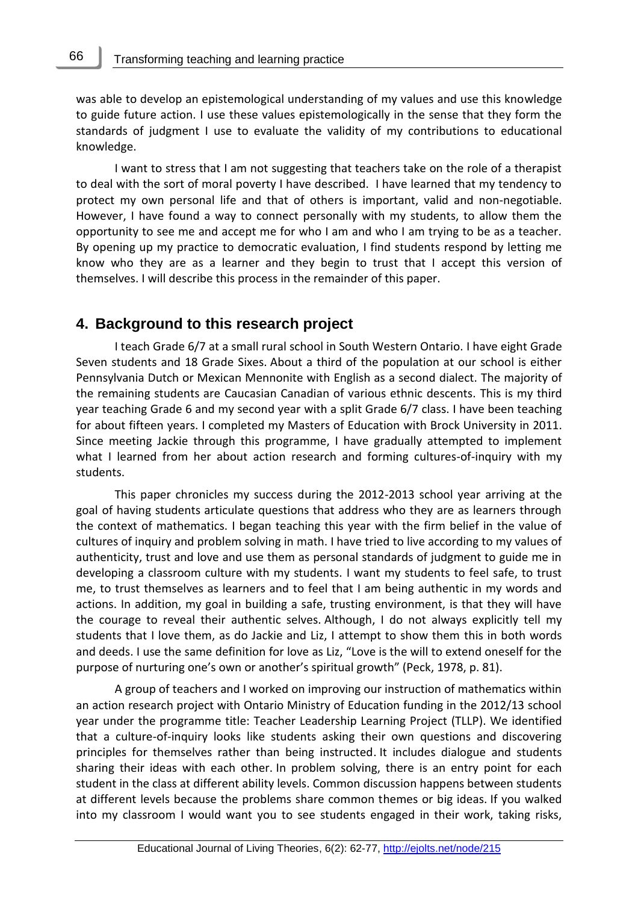was able to develop an epistemological understanding of my values and use this knowledge to guide future action. I use these values epistemologically in the sense that they form the standards of judgment I use to evaluate the validity of my contributions to educational knowledge.

I want to stress that I am not suggesting that teachers take on the role of a therapist to deal with the sort of moral poverty I have described. I have learned that my tendency to protect my own personal life and that of others is important, valid and non-negotiable. However, I have found a way to connect personally with my students, to allow them the opportunity to see me and accept me for who I am and who I am trying to be as a teacher. By opening up my practice to democratic evaluation, I find students respond by letting me know who they are as a learner and they begin to trust that I accept this version of themselves. I will describe this process in the remainder of this paper.

## 4. Background to this research project

I teach Grade 6/7 at a small rural school in South Western Ontario. I have eight Grade Seven students and 18 Grade Sixes. About a third of the population at our school is either Pennsylvania Dutch or Mexican Mennonite with English as a second dialect. The majority of the remaining students are Caucasian Canadian of various ethnic descents. This is my third year teaching Grade 6 and my second year with a split Grade 6/7 class. I have been teaching for about fifteen years. I completed my Masters of Education with Brock University in 2011. Since meeting Jackie through this programme, I have gradually attempted to implement what I learned from her about action research and forming cultures-of-inquiry with my students.

This paper chronicles my success during the 2012-2013 school year arriving at the goal of having students articulate questions that address who they are as learners through the context of mathematics. I began teaching this year with the firm belief in the value of cultures of inquiry and problem solving in math. I have tried to live according to my values of authenticity, trust and love and use them as personal standards of judgment to guide me in developing a classroom culture with my students. I want my students to feel safe, to trust me, to trust themselves as learners and to feel that I am being authentic in my words and actions. In addition, my goal in building a safe, trusting environment, is that they will have the courage to reveal their authentic selves. Although, I do not always explicitly tell my students that I love them, as do Jackie and Liz, I attempt to show them this in both words and deeds. I use the same definition for love as Liz, "Love is the will to extend oneself for the purpose of nurturing one's own or another's spiritual growth" (Peck, 1978, p. 81).

A group of teachers and I worked on improving our instruction of mathematics within an action research project with Ontario Ministry of Education funding in the 2012/13 school year under the programme title: Teacher Leadership Learning Project (TLLP). We identified that a culture-of-inquiry looks like students asking their own questions and discovering principles for themselves rather than being instructed. It includes dialogue and students sharing their ideas with each other. In problem solving, there is an entry point for each student in the class at different ability levels. Common discussion happens between students at different levels because the problems share common themes or big ideas. If you walked into my classroom I would want you to see students engaged in their work, taking risks,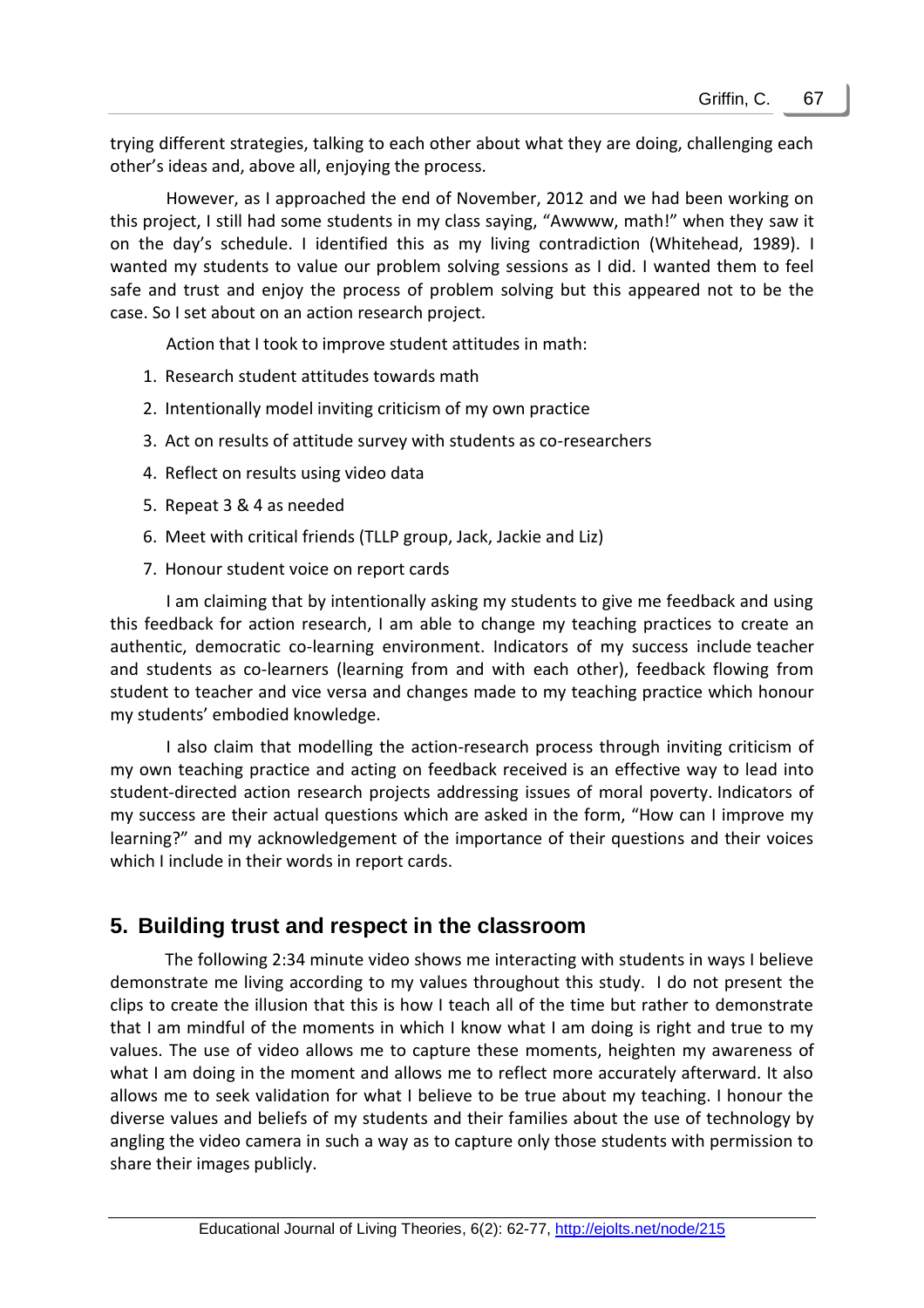trying different strategies, talking to each other about what they are doing, challenging each other's ideas and, above all, enjoying the process.

However, as I approached the end of November, 2012 and we had been working on this project, I still had some students in my class saying, "Awwww, math!" when they saw it on the day's schedule. I identified this as my living contradiction (Whitehead, 1989). I wanted my students to value our problem solving sessions as I did. I wanted them to feel safe and trust and enjoy the process of problem solving but this appeared not to be the case. So I set about on an action research project.

Action that I took to improve student attitudes in math:

1. Research student attitudes towards math
2. Intentionally model inviting criticism of my own practice
3. Act on results of attitude survey with students as co-researchers
4. Reflect on results using video data
5. Repeat 3 & 4 as needed
6. Meet with critical friends (TLLP group, Jack, Jackie and Liz)
7. Honour student voice on report cards

I am claiming that by intentionally asking my students to give me feedback and using this feedback for action research, I am able to change my teaching practices to create an authentic, democratic co-learning environment. Indicators of my success include teacher and students as co-learners (learning from and with each other), feedback flowing from student to teacher and vice versa and changes made to my teaching practice which honour my students' embodied knowledge.

I also claim that modelling the action-research process through inviting criticism of my own teaching practice and acting on feedback received is an effective way to lead into student-directed action research projects addressing issues of moral poverty. Indicators of my success are their actual questions which are asked in the form, "How can I improve my learning?" and my acknowledgement of the importance of their questions and their voices which I include in their words in report cards.

## 5. Building trust and respect in the classroom

The following 2:34 minute video shows me interacting with students in ways I believe demonstrate me living according to my values throughout this study. I do not present the clips to create the illusion that this is how I teach all of the time but rather to demonstrate that I am mindful of the moments in which I know what I am doing is right and true to my values. The use of video allows me to capture these moments, heighten my awareness of what I am doing in the moment and allows me to reflect more accurately afterward. It also allows me to seek validation for what I believe to be true about my teaching. I honour the diverse values and beliefs of my students and their families about the use of technology by angling the video camera in such a way as to capture only those students with permission to share their images publicly.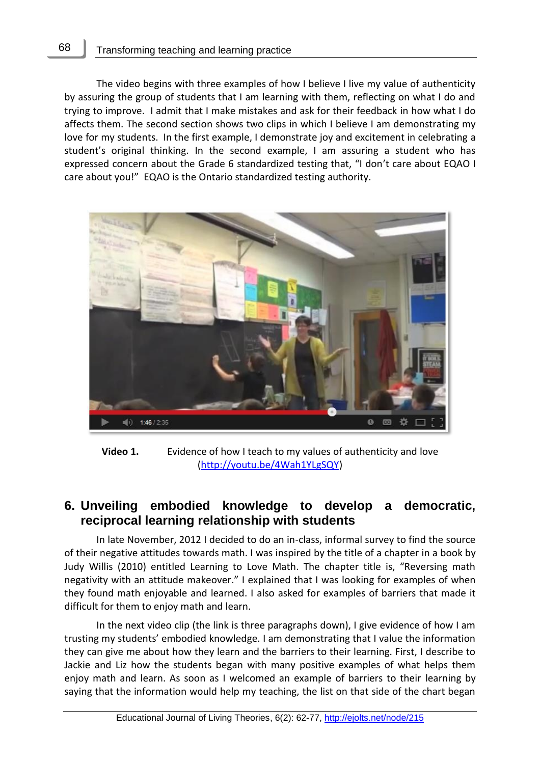The video begins with three examples of how I believe I live my value of authenticity by assuring the group of students that I am learning with them, reflecting on what I do and trying to improve. I admit that I make mistakes and ask for their feedback in how what I do affects them. The second section shows two clips in which I believe I am demonstrating my love for my students. In the first example, I demonstrate joy and excitement in celebrating a student's original thinking. In the second example, I am assuring a student who has expressed concern about the Grade 6 standardized testing that, "I don't care about EQAO I care about you!" EQAO is the Ontario standardized testing authority.

**Video 1.** Evidence of how I teach to my values of authenticity and love (http://youtu.be/4Wah1YLgSQY)

## 6. Unveiling embodied knowledge to develop a democratic, reciprocal learning relationship with students

In late November, 2012 I decided to do an in-class, informal survey to find the source of their negative attitudes towards math. I was inspired by the title of a chapter in a book by Judy Willis (2010) entitled Learning to Love Math. The chapter title is, "Reversing math negativity with an attitude makeover." I explained that I was looking for examples of when they found math enjoyable and learned. I also asked for examples of barriers that made it difficult for them to enjoy math and learn.

In the next video clip (the link is three paragraphs down), I give evidence of how I am trusting my students' embodied knowledge. I am demonstrating that I value the information they can give me about how they learn and the barriers to their learning. First, I describe to Jackie and Liz how the students began with many positive examples of what helps them enjoy math and learn. As soon as I welcomed an example of barriers to their learning by saying that the information would help my teaching, the list on that side of the chart began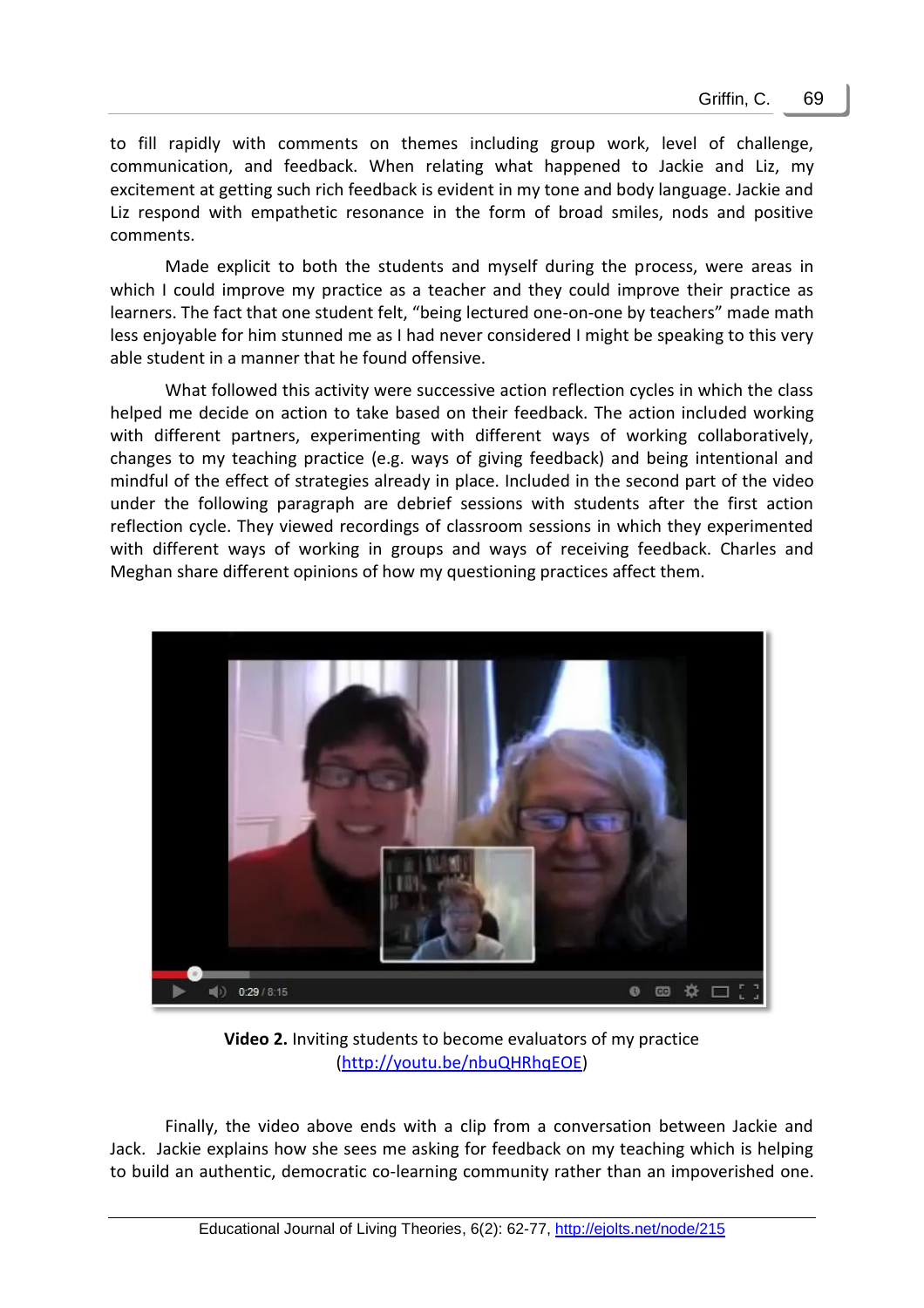to fill rapidly with comments on themes including group work, level of challenge, communication, and feedback. When relating what happened to Jackie and Liz, my excitement at getting such rich feedback is evident in my tone and body language. Jackie and Liz respond with empathetic resonance in the form of broad smiles, nods and positive comments.

Made explicit to both the students and myself during the process, were areas in which I could improve my practice as a teacher and they could improve their practice as learners. The fact that one student felt, "being lectured one-on-one by teachers" made math less enjoyable for him stunned me as I had never considered I might be speaking to this very able student in a manner that he found offensive.

What followed this activity were successive action reflection cycles in which the class helped me decide on action to take based on their feedback. The action included working with different partners, experimenting with different ways of working collaboratively, changes to my teaching practice (e.g. ways of giving feedback) and being intentional and mindful of the effect of strategies already in place. Included in the second part of the video under the following paragraph are debrief sessions with students after the first action reflection cycle. They viewed recordings of classroom sessions in which they experimented with different ways of working in groups and ways of receiving feedback. Charles and Meghan share different opinions of how my questioning practices affect them.

**Video 2.** Inviting students to become evaluators of my practice (http://youtu.be/nbuQHRhqEOE)

Finally, the video above ends with a clip from a conversation between Jackie and Jack. Jackie explains how she sees me asking for feedback on my teaching which is helping to build an authentic, democratic co-learning community rather than an impoverished one.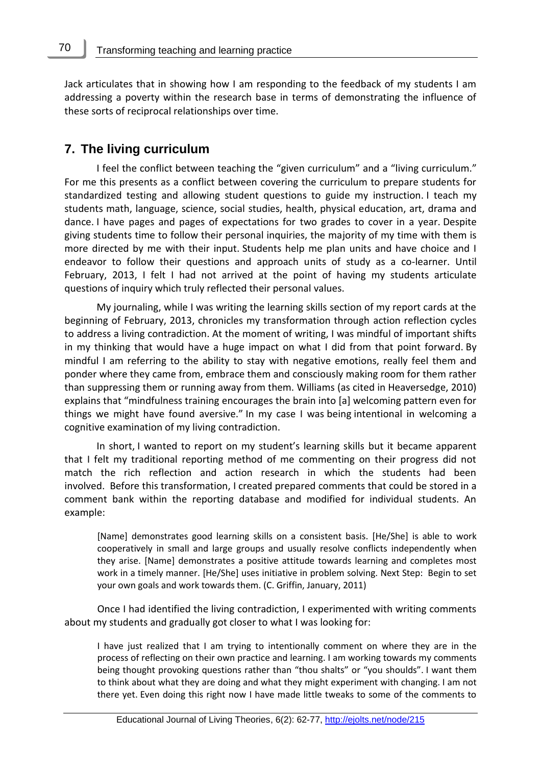Jack articulates that in showing how I am responding to the feedback of my students I am addressing a poverty within the research base in terms of demonstrating the influence of these sorts of reciprocal relationships over time.

## 7. The living curriculum

I feel the conflict between teaching the "given curriculum" and a "living curriculum." For me this presents as a conflict between covering the curriculum to prepare students for standardized testing and allowing student questions to guide my instruction. I teach my students math, language, science, social studies, health, physical education, art, drama and dance. I have pages and pages of expectations for two grades to cover in a year. Despite giving students time to follow their personal inquiries, the majority of my time with them is more directed by me with their input. Students help me plan units and have choice and I endeavor to follow their questions and approach units of study as a co-learner. Until February, 2013, I felt I had not arrived at the point of having my students articulate questions of inquiry which truly reflected their personal values.

My journaling, while I was writing the learning skills section of my report cards at the beginning of February, 2013, chronicles my transformation through action reflection cycles to address a living contradiction. At the moment of writing, I was mindful of important shifts in my thinking that would have a huge impact on what I did from that point forward. By mindful I am referring to the ability to stay with negative emotions, really feel them and ponder where they came from, embrace them and consciously making room for them rather than suppressing them or running away from them. Williams (as cited in Heaversedge, 2010) explains that "mindfulness training encourages the brain into [a] welcoming pattern even for things we might have found aversive." In my case I was being intentional in welcoming a cognitive examination of my living contradiction.

In short, I wanted to report on my student's learning skills but it became apparent that I felt my traditional reporting method of me commenting on their progress did not match the rich reflection and action research in which the students had been involved. Before this transformation, I created prepared comments that could be stored in a comment bank within the reporting database and modified for individual students. An example:

> [Name] demonstrates good learning skills on a consistent basis. [He/She] is able to work cooperatively in small and large groups and usually resolve conflicts independently when they arise. [Name] demonstrates a positive attitude towards learning and completes most work in a timely manner. [He/She] uses initiative in problem solving. Next Step: Begin to set your own goals and work towards them. (C. Griffin, January, 2011)

Once I had identified the living contradiction, I experimented with writing comments about my students and gradually got closer to what I was looking for:

> I have just realized that I am trying to intentionally comment on where they are in the process of reflecting on their own practice and learning. I am working towards my comments being thought provoking questions rather than "thou shalts" or "you shoulds". I want them to think about what they are doing and what they might experiment with changing. I am not there yet. Even doing this right now I have made little tweaks to some of the comments to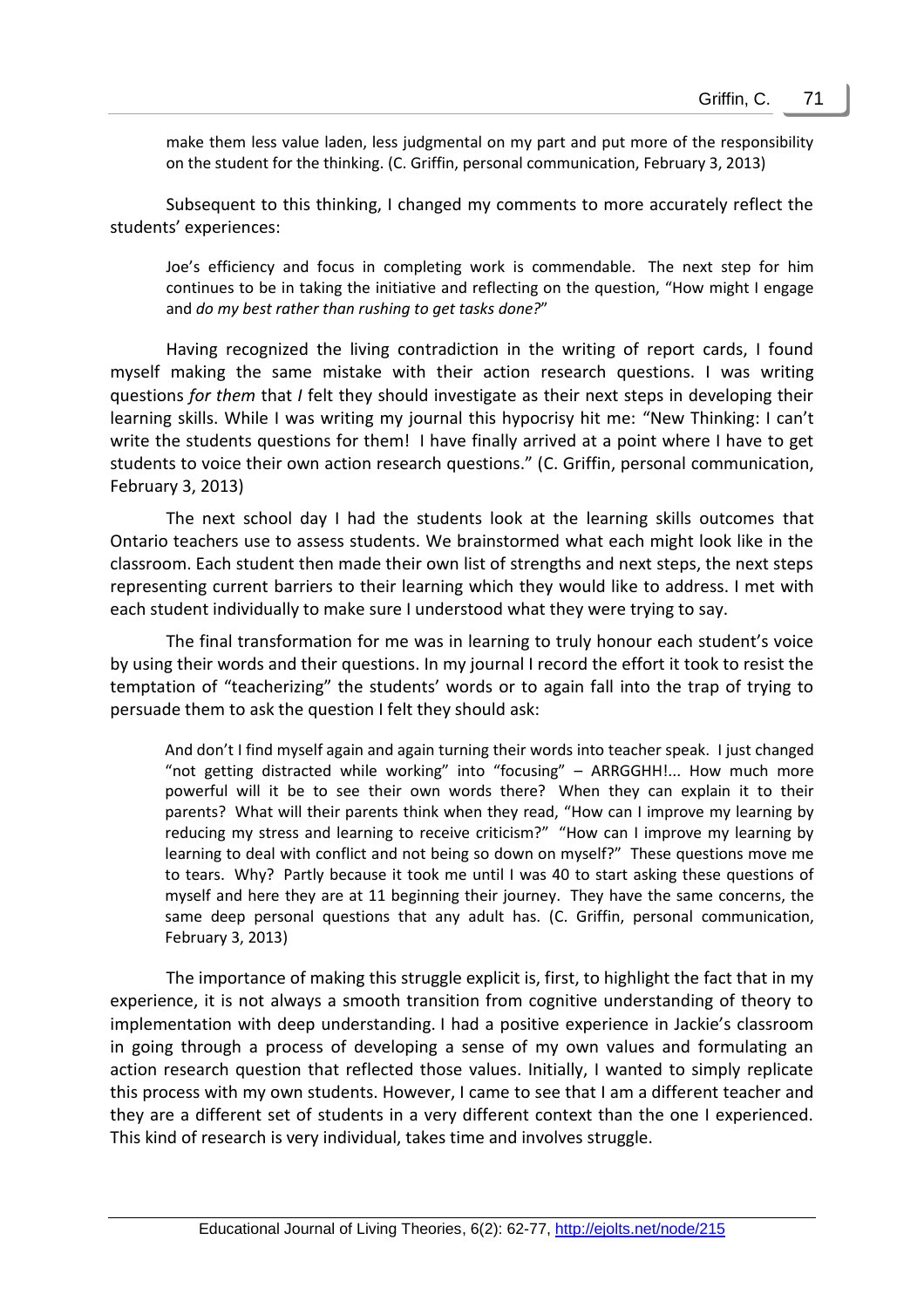> make them less value laden, less judgmental on my part and put more of the responsibility on the student for the thinking. (C. Griffin, personal communication, February 3, 2013)

Subsequent to this thinking, I changed my comments to more accurately reflect the students' experiences:

> Joe's efficiency and focus in completing work is commendable. The next step for him continues to be in taking the initiative and reflecting on the question, "How might I engage and *do my best rather than rushing to get tasks done?*"

Having recognized the living contradiction in the writing of report cards, I found myself making the same mistake with their action research questions. I was writing questions *for them* that *I* felt they should investigate as their next steps in developing their learning skills. While I was writing my journal this hypocrisy hit me: "New Thinking: I can't write the students questions for them! I have finally arrived at a point where I have to get students to voice their own action research questions." (C. Griffin, personal communication, February 3, 2013)

The next school day I had the students look at the learning skills outcomes that Ontario teachers use to assess students. We brainstormed what each might look like in the classroom. Each student then made their own list of strengths and next steps, the next steps representing current barriers to their learning which they would like to address. I met with each student individually to make sure I understood what they were trying to say.

The final transformation for me was in learning to truly honour each student's voice by using their words and their questions. In my journal I record the effort it took to resist the temptation of "teacherizing" the students' words or to again fall into the trap of trying to persuade them to ask the question I felt they should ask:

> And don't I find myself again and again turning their words into teacher speak. I just changed "not getting distracted while working" into "focusing" – ARRGGHH!... How much more powerful will it be to see their own words there? When they can explain it to their parents? What will their parents think when they read, "How can I improve my learning by reducing my stress and learning to receive criticism?" "How can I improve my learning by learning to deal with conflict and not being so down on myself?" These questions move me to tears. Why? Partly because it took me until I was 40 to start asking these questions of myself and here they are at 11 beginning their journey. They have the same concerns, the same deep personal questions that any adult has. (C. Griffin, personal communication, February 3, 2013)

The importance of making this struggle explicit is, first, to highlight the fact that in my experience, it is not always a smooth transition from cognitive understanding of theory to implementation with deep understanding. I had a positive experience in Jackie's classroom in going through a process of developing a sense of my own values and formulating an action research question that reflected those values. Initially, I wanted to simply replicate this process with my own students. However, I came to see that I am a different teacher and they are a different set of students in a very different context than the one I experienced. This kind of research is very individual, takes time and involves struggle.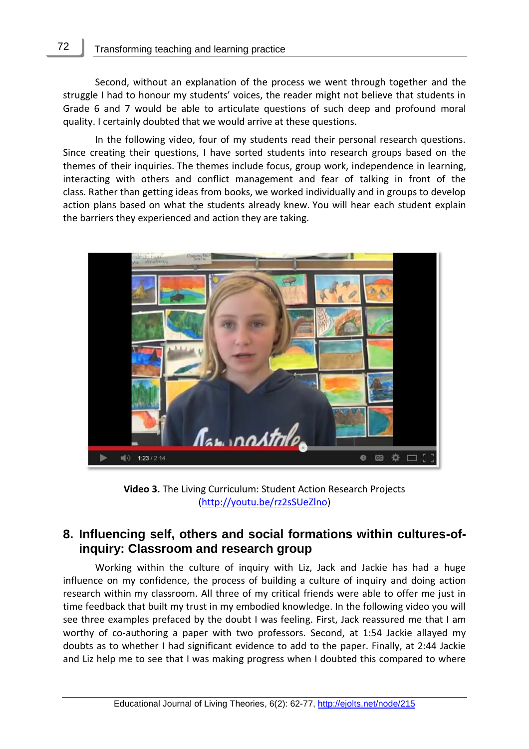Second, without an explanation of the process we went through together and the struggle I had to honour my students' voices, the reader might not believe that students in Grade 6 and 7 would be able to articulate questions of such deep and profound moral quality. I certainly doubted that we would arrive at these questions.

In the following video, four of my students read their personal research questions. Since creating their questions, I have sorted students into research groups based on the themes of their inquiries. The themes include focus, group work, independence in learning, interacting with others and conflict management and fear of talking in front of the class. Rather than getting ideas from books, we worked individually and in groups to develop action plans based on what the students already knew. You will hear each student explain the barriers they experienced and action they are taking.

**Video 3.** The Living Curriculum: Student Action Research Projects (http://youtu.be/rz2sSUeZlno)

## 8. Influencing self, others and social formations within cultures-of-inquiry: Classroom and research group

Working within the culture of inquiry with Liz, Jack and Jackie has had a huge influence on my confidence, the process of building a culture of inquiry and doing action research within my classroom. All three of my critical friends were able to offer me just in time feedback that built my trust in my embodied knowledge. In the following video you will see three examples prefaced by the doubt I was feeling. First, Jack reassured me that I am worthy of co-authoring a paper with two professors. Second, at 1:54 Jackie allayed my doubts as to whether I had significant evidence to add to the paper. Finally, at 2:44 Jackie and Liz help me to see that I was making progress when I doubted this compared to where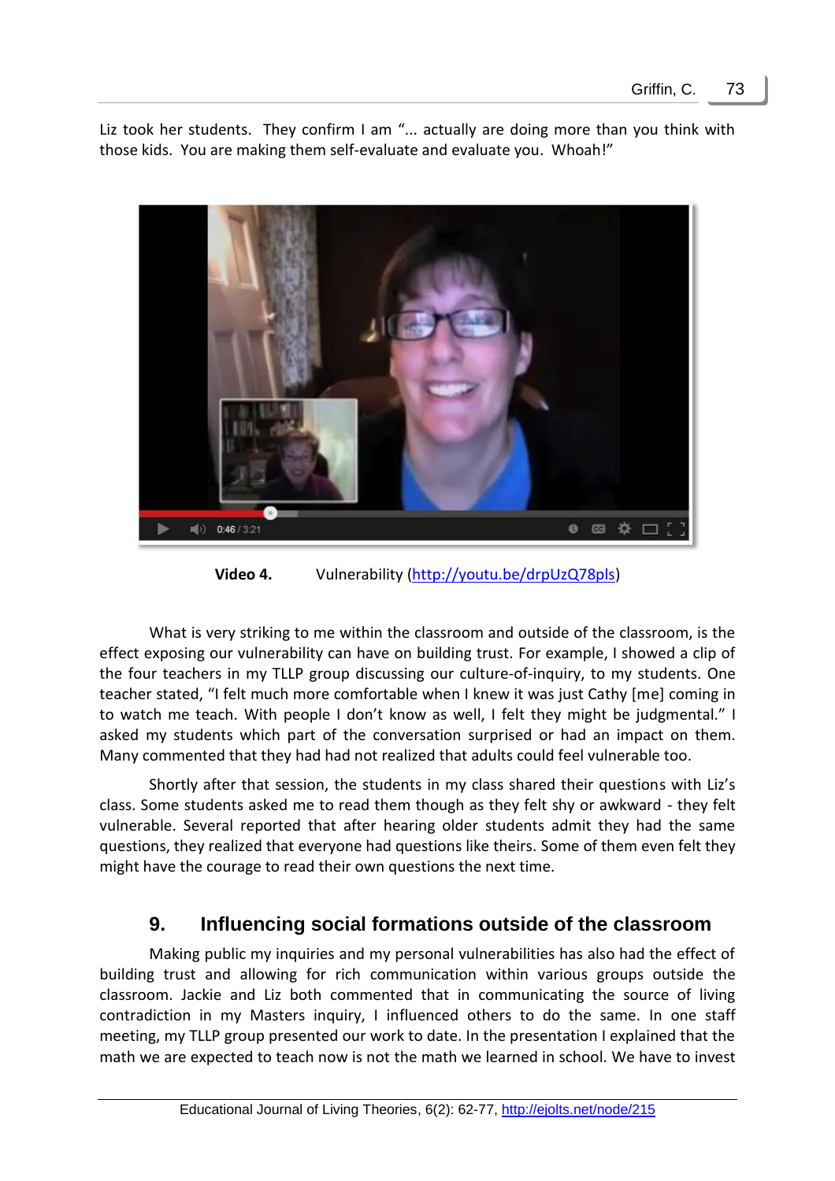Liz took her students. They confirm I am "... actually are doing more than you think with those kids. You are making them self-evaluate and evaluate you. Whoah!"

**Video 4.** Vulnerability (http://youtu.be/drpUzQ78pls)

What is very striking to me within the classroom and outside of the classroom, is the effect exposing our vulnerability can have on building trust. For example, I showed a clip of the four teachers in my TLLP group discussing our culture-of-inquiry, to my students. One teacher stated, "I felt much more comfortable when I knew it was just Cathy [me] coming in to watch me teach. With people I don't know as well, I felt they might be judgmental." I asked my students which part of the conversation surprised or had an impact on them. Many commented that they had had not realized that adults could feel vulnerable too.

Shortly after that session, the students in my class shared their questions with Liz's class. Some students asked me to read them though as they felt shy or awkward - they felt vulnerable. Several reported that after hearing older students admit they had the same questions, they realized that everyone had questions like theirs. Some of them even felt they might have the courage to read their own questions the next time.

## 9. Influencing social formations outside of the classroom

Making public my inquiries and my personal vulnerabilities has also had the effect of building trust and allowing for rich communication within various groups outside the classroom. Jackie and Liz both commented that in communicating the source of living contradiction in my Masters inquiry, I influenced others to do the same. In one staff meeting, my TLLP group presented our work to date. In the presentation I explained that the math we are expected to teach now is not the math we learned in school. We have to invest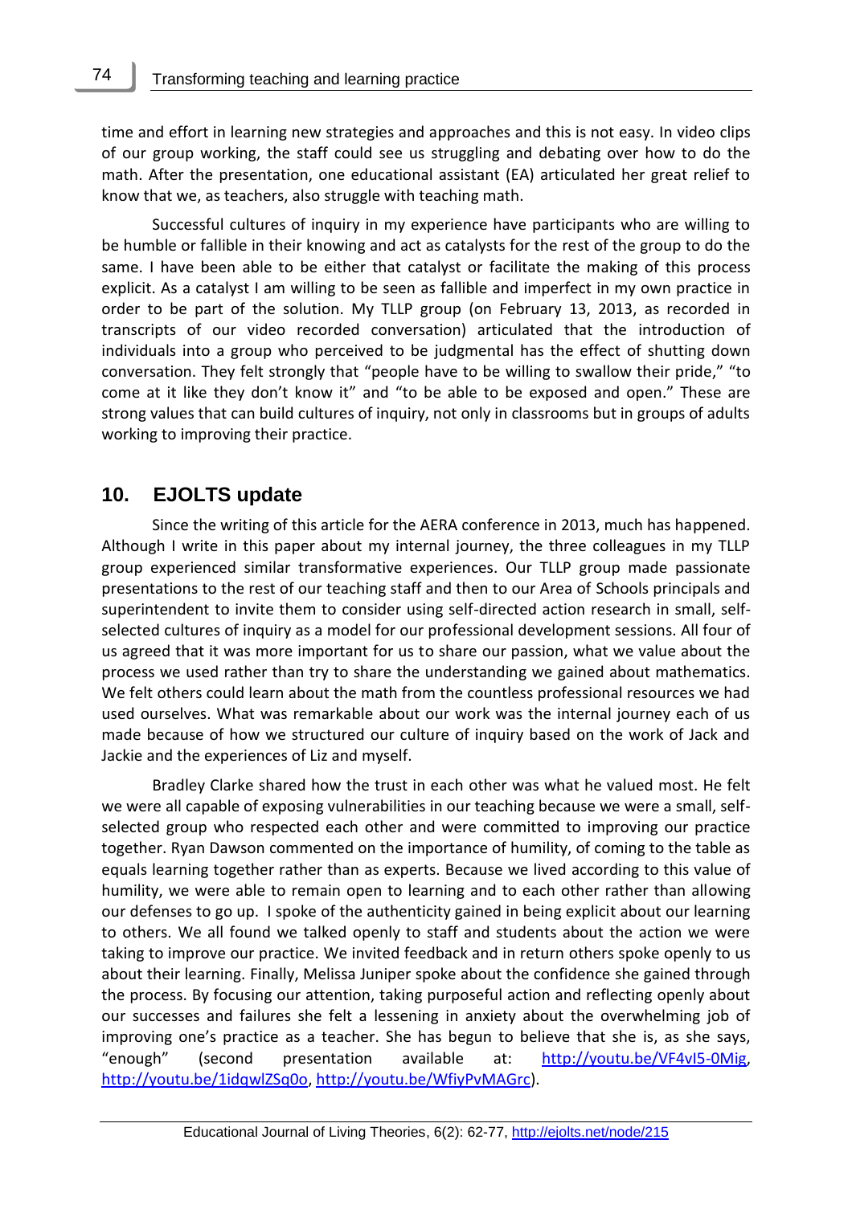time and effort in learning new strategies and approaches and this is not easy. In video clips of our group working, the staff could see us struggling and debating over how to do the math. After the presentation, one educational assistant (EA) articulated her great relief to know that we, as teachers, also struggle with teaching math.

Successful cultures of inquiry in my experience have participants who are willing to be humble or fallible in their knowing and act as catalysts for the rest of the group to do the same. I have been able to be either that catalyst or facilitate the making of this process explicit. As a catalyst I am willing to be seen as fallible and imperfect in my own practice in order to be part of the solution. My TLLP group (on February 13, 2013, as recorded in transcripts of our video recorded conversation) articulated that the introduction of individuals into a group who perceived to be judgmental has the effect of shutting down conversation. They felt strongly that "people have to be willing to swallow their pride," "to come at it like they don't know it" and "to be able to be exposed and open." These are strong values that can build cultures of inquiry, not only in classrooms but in groups of adults working to improving their practice.

## 10. EJOLTS update

Since the writing of this article for the AERA conference in 2013, much has happened. Although I write in this paper about my internal journey, the three colleagues in my TLLP group experienced similar transformative experiences. Our TLLP group made passionate presentations to the rest of our teaching staff and then to our Area of Schools principals and superintendent to invite them to consider using self-directed action research in small, self-selected cultures of inquiry as a model for our professional development sessions. All four of us agreed that it was more important for us to share our passion, what we value about the process we used rather than try to share the understanding we gained about mathematics. We felt others could learn about the math from the countless professional resources we had used ourselves. What was remarkable about our work was the internal journey each of us made because of how we structured our culture of inquiry based on the work of Jack and Jackie and the experiences of Liz and myself.

Bradley Clarke shared how the trust in each other was what he valued most. He felt we were all capable of exposing vulnerabilities in our teaching because we were a small, self-selected group who respected each other and were committed to improving our practice together. Ryan Dawson commented on the importance of humility, of coming to the table as equals learning together rather than as experts. Because we lived according to this value of humility, we were able to remain open to learning and to each other rather than allowing our defenses to go up. I spoke of the authenticity gained in being explicit about our learning to others. We all found we talked openly to staff and students about the action we were taking to improve our practice. We invited feedback and in return others spoke openly to us about their learning. Finally, Melissa Juniper spoke about the confidence she gained through the process. By focusing our attention, taking purposeful action and reflecting openly about our successes and failures she felt a lessening in anxiety about the overwhelming job of improving one's practice as a teacher. She has begun to believe that she is, as she says, "enough" (second presentation available at: http://youtu.be/VF4vI5-0Mig, http://youtu.be/1idqwlZSq0o, http://youtu.be/WfiyPvMAGrc).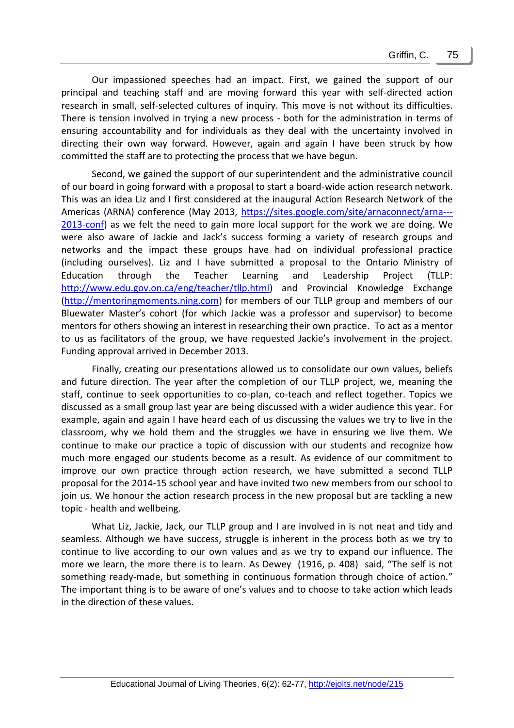Our impassioned speeches had an impact. First, we gained the support of our principal and teaching staff and are moving forward this year with self-directed action research in small, self-selected cultures of inquiry. This move is not without its difficulties. There is tension involved in trying a new process - both for the administration in terms of ensuring accountability and for individuals as they deal with the uncertainty involved in directing their own way forward. However, again and again I have been struck by how committed the staff are to protecting the process that we have begun.

Second, we gained the support of our superintendent and the administrative council of our board in going forward with a proposal to start a board-wide action research network. This was an idea Liz and I first considered at the inaugural Action Research Network of the Americas (ARNA) conference (May 2013, https://sites.google.com/site/arnaconnect/arna---2013-conf) as we felt the need to gain more local support for the work we are doing. We were also aware of Jackie and Jack's success forming a variety of research groups and networks and the impact these groups have had on individual professional practice (including ourselves). Liz and I have submitted a proposal to the Ontario Ministry of Education through the Teacher Learning and Leadership Project (TLLP: http://www.edu.gov.on.ca/eng/teacher/tllp.html) and Provincial Knowledge Exchange (http://mentoringmoments.ning.com) for members of our TLLP group and members of our Bluewater Master's cohort (for which Jackie was a professor and supervisor) to become mentors for others showing an interest in researching their own practice. To act as a mentor to us as facilitators of the group, we have requested Jackie's involvement in the project. Funding approval arrived in December 2013.

Finally, creating our presentations allowed us to consolidate our own values, beliefs and future direction. The year after the completion of our TLLP project, we, meaning the staff, continue to seek opportunities to co-plan, co-teach and reflect together. Topics we discussed as a small group last year are being discussed with a wider audience this year. For example, again and again I have heard each of us discussing the values we try to live in the classroom, why we hold them and the struggles we have in ensuring we live them. We continue to make our practice a topic of discussion with our students and recognize how much more engaged our students become as a result. As evidence of our commitment to improve our own practice through action research, we have submitted a second TLLP proposal for the 2014-15 school year and have invited two new members from our school to join us. We honour the action research process in the new proposal but are tackling a new topic - health and wellbeing.

What Liz, Jackie, Jack, our TLLP group and I are involved in is not neat and tidy and seamless. Although we have success, struggle is inherent in the process both as we try to continue to live according to our own values and as we try to expand our influence. The more we learn, the more there is to learn. As Dewey (1916, p. 408) said, "The self is not something ready-made, but something in continuous formation through choice of action." The important thing is to be aware of one's values and to choose to take action which leads in the direction of these values.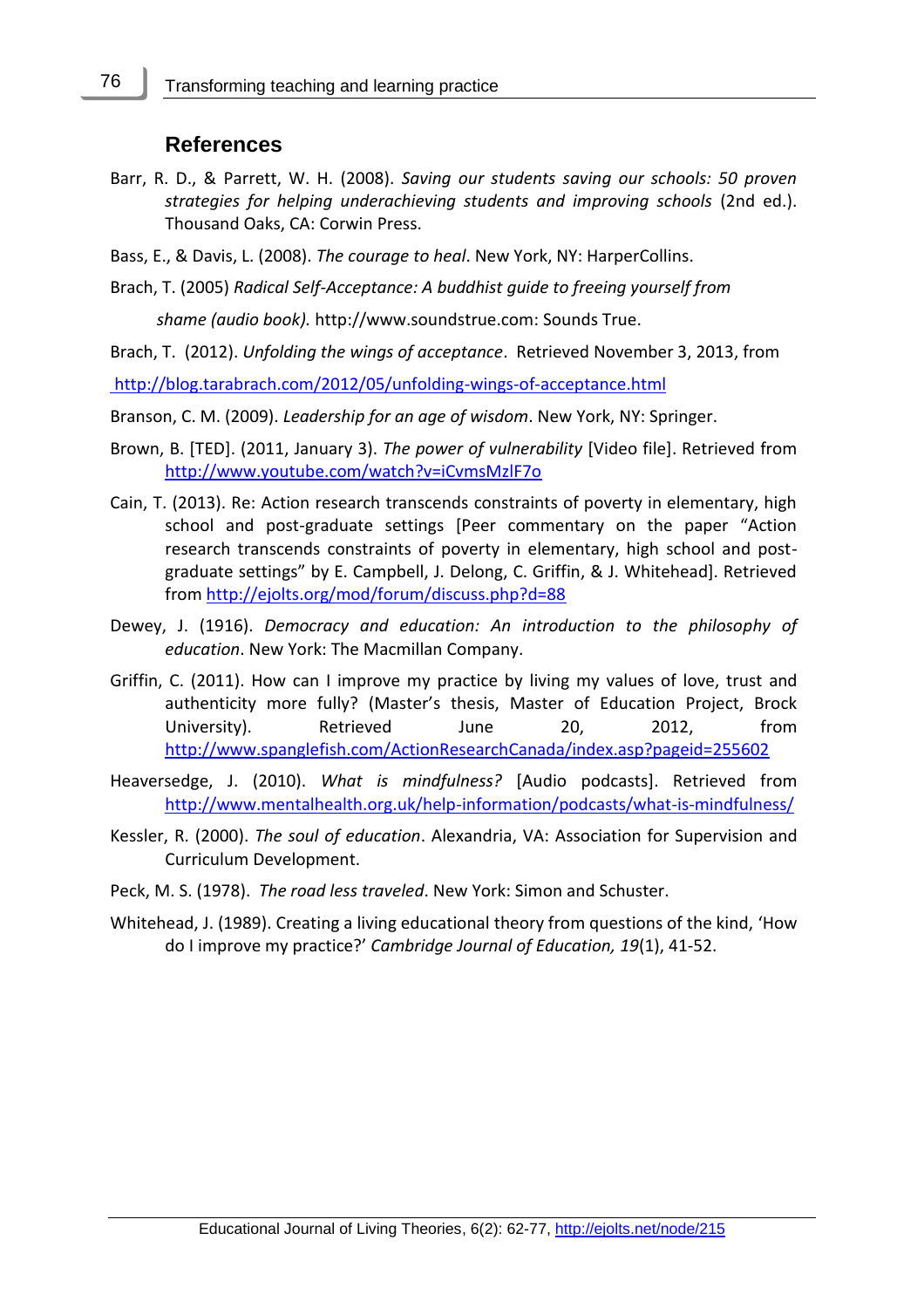## References

Barr, R. D., & Parrett, W. H. (2008). *Saving our students saving our schools: 50 proven strategies for helping underachieving students and improving schools* (2nd ed.). Thousand Oaks, CA: Corwin Press.

Bass, E., & Davis, L. (2008). *The courage to heal*. New York, NY: HarperCollins.

Brach, T. (2005) *Radical Self-Acceptance: A buddhist guide to freeing yourself from shame (audio book).* http://www.soundstrue.com: Sounds True.

Brach, T. (2012). *Unfolding the wings of acceptance*. Retrieved November 3, 2013, from http://blog.tarabrach.com/2012/05/unfolding-wings-of-acceptance.html

Branson, C. M. (2009). *Leadership for an age of wisdom*. New York, NY: Springer.

Brown, B. [TED]. (2011, January 3). *The power of vulnerability* [Video file]. Retrieved from http://www.youtube.com/watch?v=iCvmsMzlF7o

Cain, T. (2013). Re: Action research transcends constraints of poverty in elementary, high school and post-graduate settings [Peer commentary on the paper "Action research transcends constraints of poverty in elementary, high school and post-graduate settings" by E. Campbell, J. Delong, C. Griffin, & J. Whitehead]. Retrieved from http://ejolts.org/mod/forum/discuss.php?d=88

Dewey, J. (1916). *Democracy and education: An introduction to the philosophy of education*. New York: The Macmillan Company.

Griffin, C. (2011). How can I improve my practice by living my values of love, trust and authenticity more fully? (Master's thesis, Master of Education Project, Brock University). Retrieved June 20, 2012, from http://www.spanglefish.com/ActionResearchCanada/index.asp?pageid=255602

Heaversedge, J. (2010). *What is mindfulness?* [Audio podcasts]. Retrieved from http://www.mentalhealth.org.uk/help-information/podcasts/what-is-mindfulness/

Kessler, R. (2000). *The soul of education*. Alexandria, VA: Association for Supervision and Curriculum Development.

Peck, M. S. (1978). *The road less traveled*. New York: Simon and Schuster.

Whitehead, J. (1989). Creating a living educational theory from questions of the kind, 'How do I improve my practice?' *Cambridge Journal of Education, 19*(1), 41-52.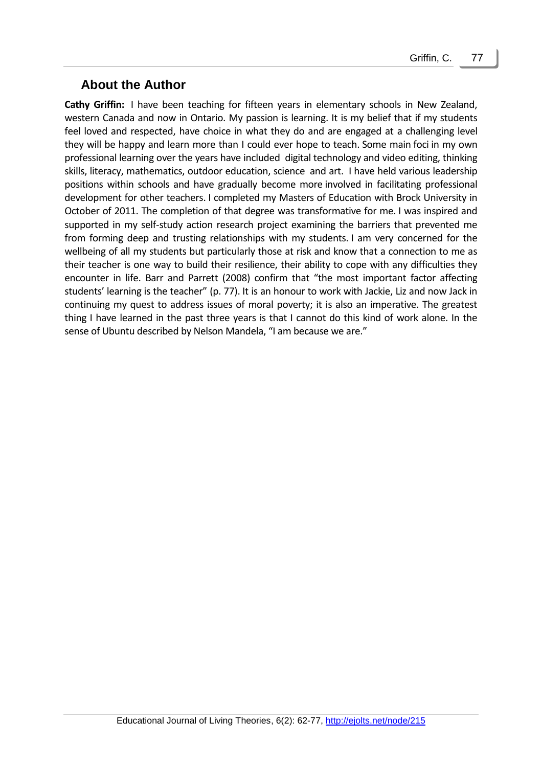## About the Author

**Cathy Griffin:** I have been teaching for fifteen years in elementary schools in New Zealand, western Canada and now in Ontario. My passion is learning. It is my belief that if my students feel loved and respected, have choice in what they do and are engaged at a challenging level they will be happy and learn more than I could ever hope to teach. Some main foci in my own professional learning over the years have included digital technology and video editing, thinking skills, literacy, mathematics, outdoor education, science and art. I have held various leadership positions within schools and have gradually become more involved in facilitating professional development for other teachers. I completed my Masters of Education with Brock University in October of 2011. The completion of that degree was transformative for me. I was inspired and supported in my self-study action research project examining the barriers that prevented me from forming deep and trusting relationships with my students. I am very concerned for the wellbeing of all my students but particularly those at risk and know that a connection to me as their teacher is one way to build their resilience, their ability to cope with any difficulties they encounter in life. Barr and Parrett (2008) confirm that "the most important factor affecting students' learning is the teacher" (p. 77). It is an honour to work with Jackie, Liz and now Jack in continuing my quest to address issues of moral poverty; it is also an imperative. The greatest thing I have learned in the past three years is that I cannot do this kind of work alone. In the sense of Ubuntu described by Nelson Mandela, "I am because we are."